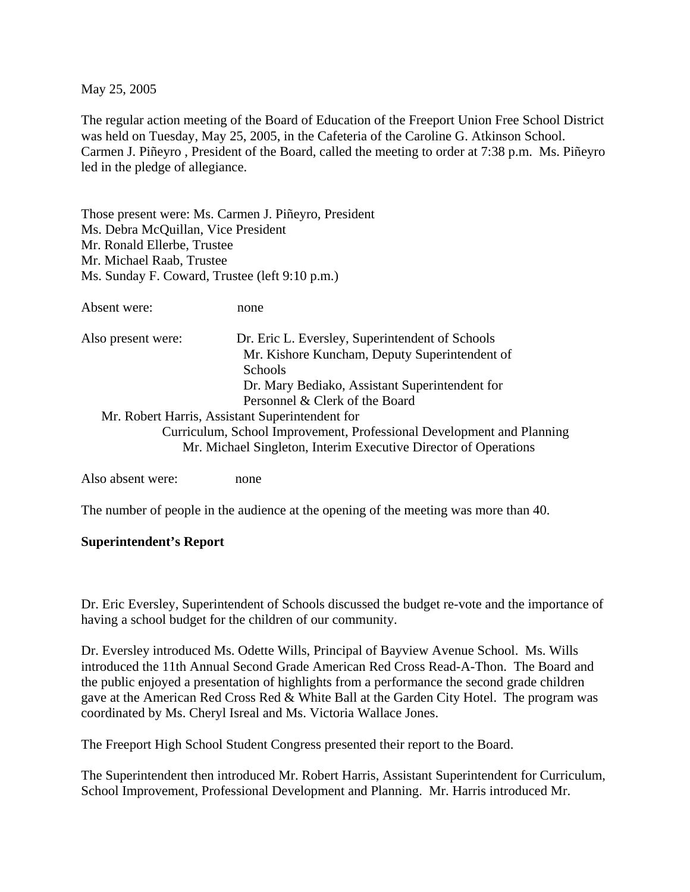May 25, 2005

The regular action meeting of the Board of Education of the Freeport Union Free School District was held on Tuesday, May 25, 2005, in the Cafeteria of the Caroline G. Atkinson School. Carmen J. Piñeyro , President of the Board, called the meeting to order at 7:38 p.m. Ms. Piñeyro led in the pledge of allegiance.

Those present were: Ms. Carmen J. Piñeyro, President
Ms. Debra McQuillan, Vice President
Mr. Ronald Ellerbe, Trustee
Mr. Michael Raab, Trustee
Ms. Sunday F. Coward, Trustee (left 9:10 p.m.)

Absent were: none

Also present were: Dr. Eric L. Eversley, Superintendent of Schools
Mr. Kishore Kuncham, Deputy Superintendent of Schools
Dr. Mary Bediako, Assistant Superintendent for Personnel & Clerk of the Board
Mr. Robert Harris, Assistant Superintendent for Curriculum, School Improvement, Professional Development and Planning
Mr. Michael Singleton, Interim Executive Director of Operations

Also absent were: none

The number of people in the audience at the opening of the meeting was more than 40.

**Superintendent's Report**

Dr. Eric Eversley, Superintendent of Schools discussed the budget re-vote and the importance of having a school budget for the children of our community.

Dr. Eversley introduced Ms. Odette Wills, Principal of Bayview Avenue School. Ms. Wills introduced the 11th Annual Second Grade American Red Cross Read-A-Thon. The Board and the public enjoyed a presentation of highlights from a performance the second grade children gave at the American Red Cross Red & White Ball at the Garden City Hotel. The program was coordinated by Ms. Cheryl Isreal and Ms. Victoria Wallace Jones.

The Freeport High School Student Congress presented their report to the Board.

The Superintendent then introduced Mr. Robert Harris, Assistant Superintendent for Curriculum, School Improvement, Professional Development and Planning. Mr. Harris introduced Mr.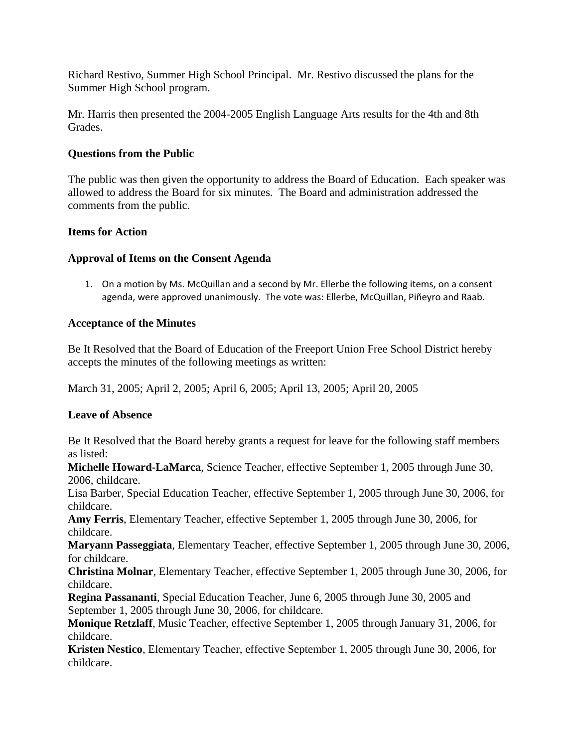Richard Restivo, Summer High School Principal.  Mr. Restivo discussed the plans for the Summer High School program.

Mr. Harris then presented the 2004-2005 English Language Arts results for the 4th and 8th Grades.

**Questions from the Public**

The public was then given the opportunity to address the Board of Education.  Each speaker was allowed to address the Board for six minutes.  The Board and administration addressed the comments from the public.

**Items for Action**

**Approval of Items on the Consent Agenda**

1. On a motion by Ms. McQuillan and a second by Mr. Ellerbe the following items, on a consent agenda, were approved unanimously.  The vote was: Ellerbe, McQuillan, Piñeyro and Raab.

**Acceptance of the Minutes**

Be It Resolved that the Board of Education of the Freeport Union Free School District hereby accepts the minutes of the following meetings as written:

March 31, 2005; April 2, 2005; April 6, 2005; April 13, 2005; April 20, 2005

**Leave of Absence**

Be It Resolved that the Board hereby grants a request for leave for the following staff members as listed:
**Michelle Howard-LaMarca**, Science Teacher, effective September 1, 2005 through June 30, 2006, childcare.
Lisa Barber, Special Education Teacher, effective September 1, 2005 through June 30, 2006, for childcare.
**Amy Ferris**, Elementary Teacher, effective September 1, 2005 through June 30, 2006, for childcare.
**Maryann Passeggiata**, Elementary Teacher, effective September 1, 2005 through June 30, 2006, for childcare.
**Christina Molnar**, Elementary Teacher, effective September 1, 2005 through June 30, 2006, for childcare.
**Regina Passananti**, Special Education Teacher, June 6, 2005 through June 30, 2005 and September 1, 2005 through June 30, 2006, for childcare.
**Monique Retzlaff**, Music Teacher, effective September 1, 2005 through January 31, 2006, for childcare.
**Kristen Nestico**, Elementary Teacher, effective September 1, 2005 through June 30, 2006, for childcare.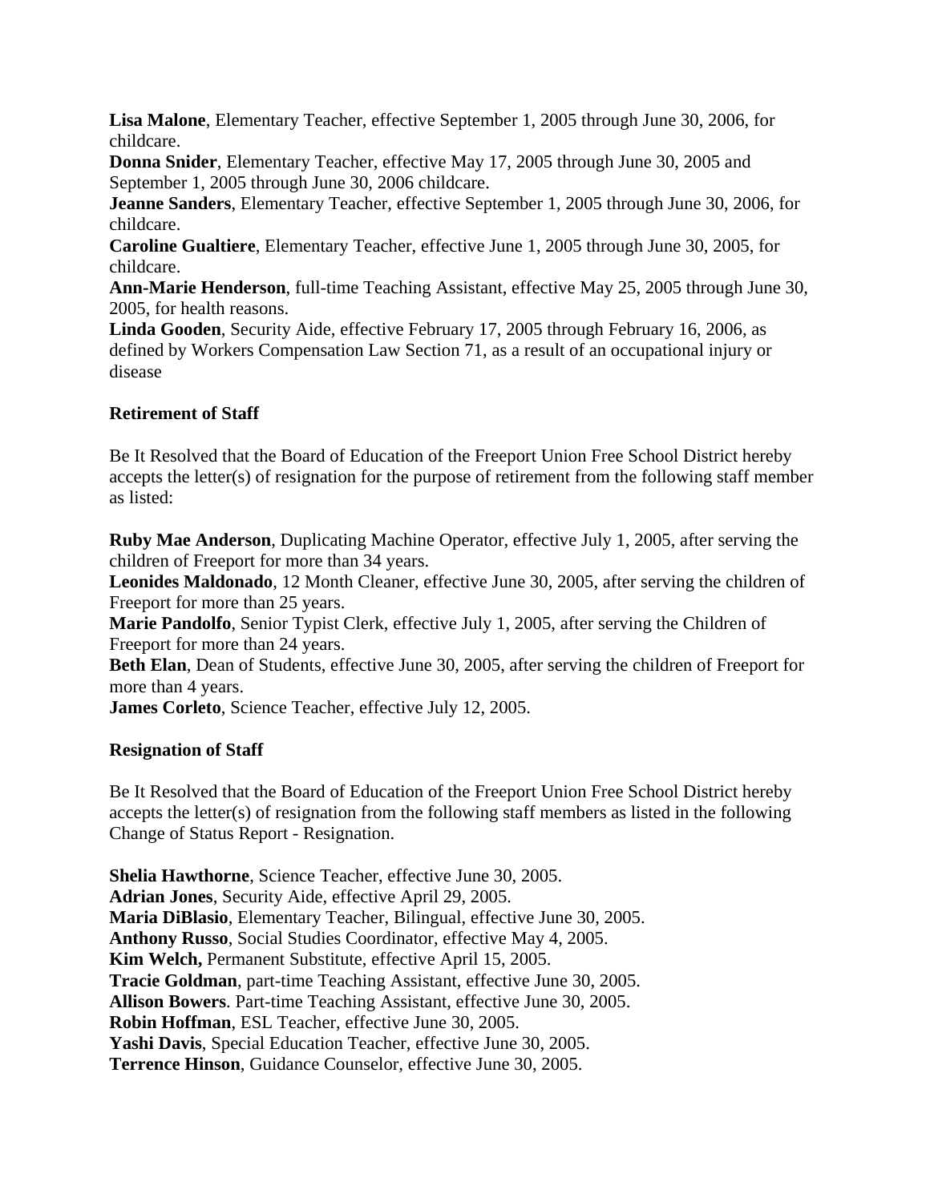**Lisa Malone**, Elementary Teacher, effective September 1, 2005 through June 30, 2006, for childcare.
**Donna Snider**, Elementary Teacher, effective May 17, 2005 through June 30, 2005 and September 1, 2005 through June 30, 2006 childcare.
**Jeanne Sanders**, Elementary Teacher, effective September 1, 2005 through June 30, 2006, for childcare.
**Caroline Gualtiere**, Elementary Teacher, effective June 1, 2005 through June 30, 2005, for childcare.
**Ann-Marie Henderson**, full-time Teaching Assistant, effective May 25, 2005 through June 30, 2005, for health reasons.
**Linda Gooden**, Security Aide, effective February 17, 2005 through February 16, 2006, as defined by Workers Compensation Law Section 71, as a result of an occupational injury or disease

**Retirement of Staff**

Be It Resolved that the Board of Education of the Freeport Union Free School District hereby accepts the letter(s) of resignation for the purpose of retirement from the following staff member as listed:

**Ruby Mae Anderson**, Duplicating Machine Operator, effective July 1, 2005, after serving the children of Freeport for more than 34 years.
**Leonides Maldonado**, 12 Month Cleaner, effective June 30, 2005, after serving the children of Freeport for more than 25 years.
**Marie Pandolfo**, Senior Typist Clerk, effective July 1, 2005, after serving the Children of Freeport for more than 24 years.
**Beth Elan**, Dean of Students, effective June 30, 2005, after serving the children of Freeport for more than 4 years.
**James Corleto**, Science Teacher, effective July 12, 2005.

**Resignation of Staff**

Be It Resolved that the Board of Education of the Freeport Union Free School District hereby accepts the letter(s) of resignation from the following staff members as listed in the following Change of Status Report - Resignation.

**Shelia Hawthorne**, Science Teacher, effective June 30, 2005.
**Adrian Jones**, Security Aide, effective April 29, 2005.
**Maria DiBlasio**, Elementary Teacher, Bilingual, effective June 30, 2005.
**Anthony Russo**, Social Studies Coordinator, effective May 4, 2005.
**Kim Welch,** Permanent Substitute, effective April 15, 2005.
**Tracie Goldman**, part-time Teaching Assistant, effective June 30, 2005.
**Allison Bowers**. Part-time Teaching Assistant, effective June 30, 2005.
**Robin Hoffman**, ESL Teacher, effective June 30, 2005.
**Yashi Davis**, Special Education Teacher, effective June 30, 2005.
**Terrence Hinson**, Guidance Counselor, effective June 30, 2005.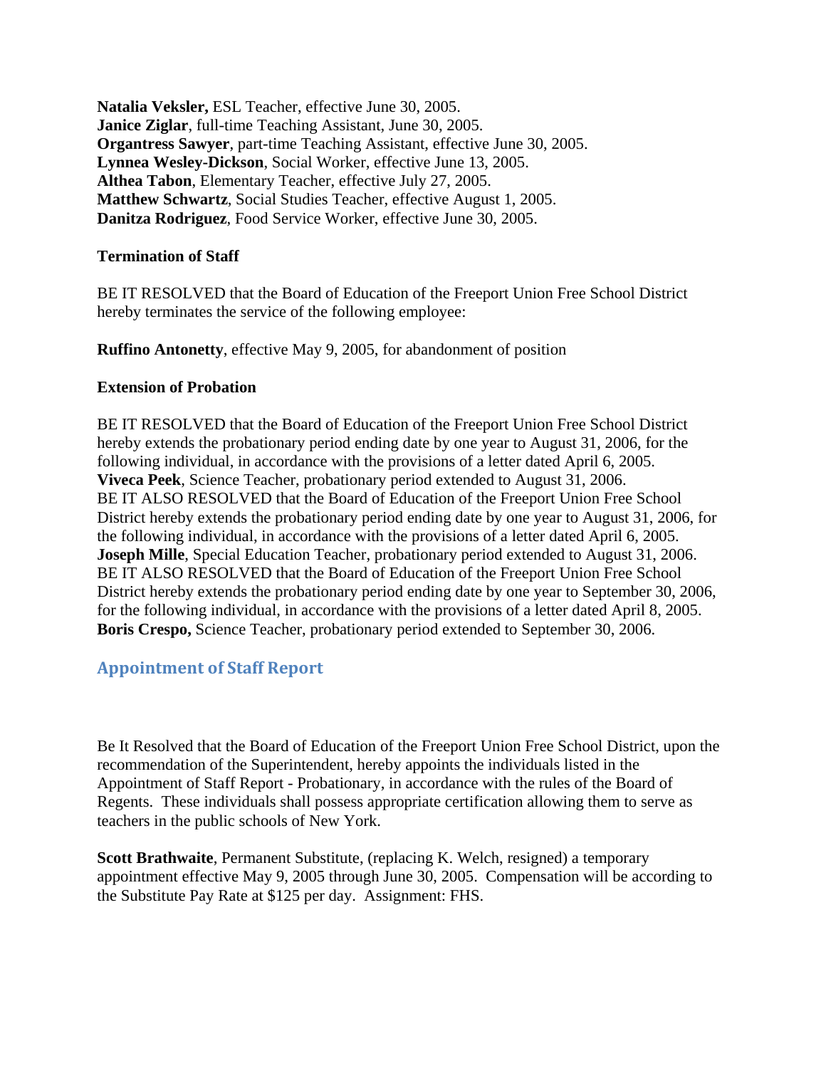**Natalia Veksler,** ESL Teacher, effective June 30, 2005.
**Janice Ziglar**, full-time Teaching Assistant, June 30, 2005.
**Organtress Sawyer**, part-time Teaching Assistant, effective June 30, 2005.
**Lynnea Wesley-Dickson**, Social Worker, effective June 13, 2005.
**Althea Tabon**, Elementary Teacher, effective July 27, 2005.
**Matthew Schwartz**, Social Studies Teacher, effective August 1, 2005.
**Danitza Rodriguez**, Food Service Worker, effective June 30, 2005.

**Termination of Staff**

BE IT RESOLVED that the Board of Education of the Freeport Union Free School District hereby terminates the service of the following employee:

**Ruffino Antonetty**, effective May 9, 2005, for abandonment of position

**Extension of Probation**

BE IT RESOLVED that the Board of Education of the Freeport Union Free School District hereby extends the probationary period ending date by one year to August 31, 2006, for the following individual, in accordance with the provisions of a letter dated April 6, 2005.
**Viveca Peek**, Science Teacher, probationary period extended to August 31, 2006.
BE IT ALSO RESOLVED that the Board of Education of the Freeport Union Free School District hereby extends the probationary period ending date by one year to August 31, 2006, for the following individual, in accordance with the provisions of a letter dated April 6, 2005.
**Joseph Mille**, Special Education Teacher, probationary period extended to August 31, 2006.
BE IT ALSO RESOLVED that the Board of Education of the Freeport Union Free School District hereby extends the probationary period ending date by one year to September 30, 2006, for the following individual, in accordance with the provisions of a letter dated April 8, 2005.
**Boris Crespo,** Science Teacher, probationary period extended to September 30, 2006.

## Appointment of Staff Report

Be It Resolved that the Board of Education of the Freeport Union Free School District, upon the recommendation of the Superintendent, hereby appoints the individuals listed in the Appointment of Staff Report - Probationary, in accordance with the rules of the Board of Regents. These individuals shall possess appropriate certification allowing them to serve as teachers in the public schools of New York.

**Scott Brathwaite**, Permanent Substitute, (replacing K. Welch, resigned) a temporary appointment effective May 9, 2005 through June 30, 2005. Compensation will be according to the Substitute Pay Rate at $125 per day. Assignment: FHS.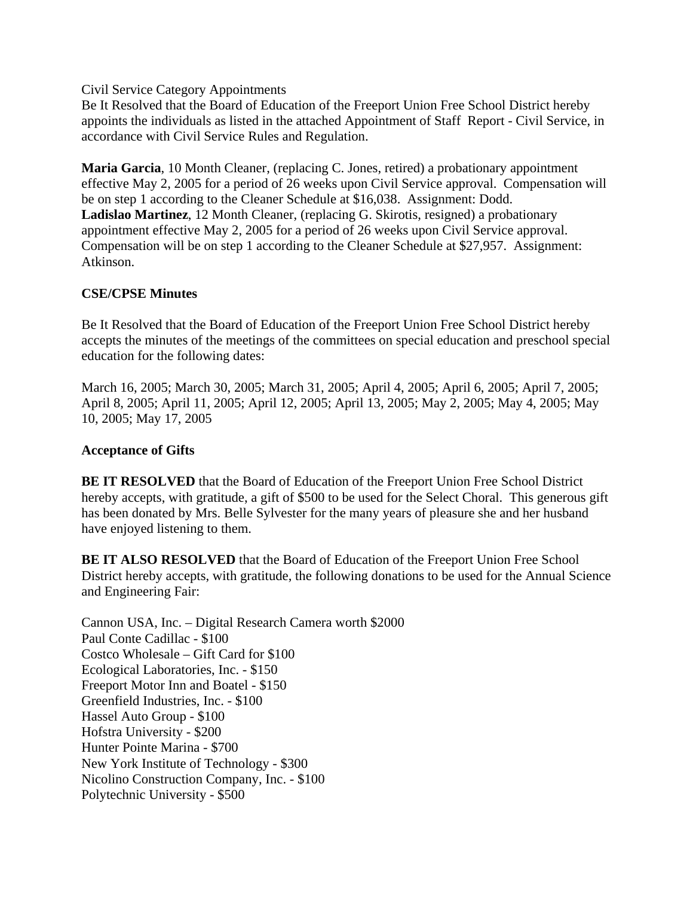Civil Service Category Appointments
Be It Resolved that the Board of Education of the Freeport Union Free School District hereby appoints the individuals as listed in the attached Appointment of Staff Report - Civil Service, in accordance with Civil Service Rules and Regulation.

**Maria Garcia**, 10 Month Cleaner, (replacing C. Jones, retired) a probationary appointment effective May 2, 2005 for a period of 26 weeks upon Civil Service approval. Compensation will be on step 1 according to the Cleaner Schedule at $16,038. Assignment: Dodd.
**Ladislao Martinez**, 12 Month Cleaner, (replacing G. Skirotis, resigned) a probationary appointment effective May 2, 2005 for a period of 26 weeks upon Civil Service approval. Compensation will be on step 1 according to the Cleaner Schedule at $27,957. Assignment: Atkinson.

**CSE/CPSE Minutes**

Be It Resolved that the Board of Education of the Freeport Union Free School District hereby accepts the minutes of the meetings of the committees on special education and preschool special education for the following dates:

March 16, 2005; March 30, 2005; March 31, 2005; April 4, 2005; April 6, 2005; April 7, 2005; April 8, 2005; April 11, 2005; April 12, 2005; April 13, 2005; May 2, 2005; May 4, 2005; May 10, 2005; May 17, 2005

**Acceptance of Gifts**

**BE IT RESOLVED** that the Board of Education of the Freeport Union Free School District hereby accepts, with gratitude, a gift of $500 to be used for the Select Choral. This generous gift has been donated by Mrs. Belle Sylvester for the many years of pleasure she and her husband have enjoyed listening to them.

**BE IT ALSO RESOLVED** that the Board of Education of the Freeport Union Free School District hereby accepts, with gratitude, the following donations to be used for the Annual Science and Engineering Fair:

Cannon USA, Inc. – Digital Research Camera worth $2000
Paul Conte Cadillac - $100
Costco Wholesale – Gift Card for $100
Ecological Laboratories, Inc. - $150
Freeport Motor Inn and Boatel - $150
Greenfield Industries, Inc. - $100
Hassel Auto Group - $100
Hofstra University - $200
Hunter Pointe Marina - $700
New York Institute of Technology - $300
Nicolino Construction Company, Inc. - $100
Polytechnic University - $500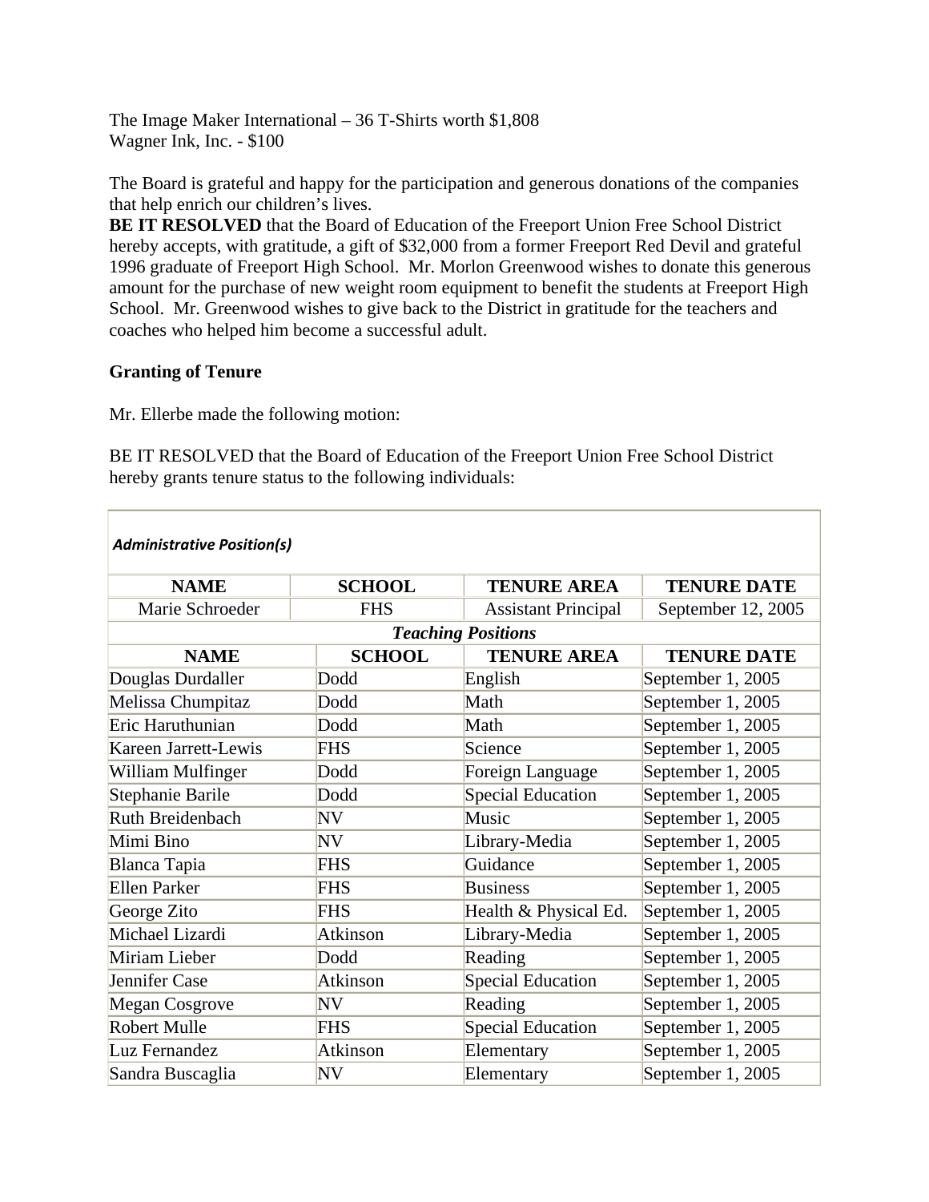The Image Maker International – 36 T-Shirts worth $1,808
Wagner Ink, Inc. - $100

The Board is grateful and happy for the participation and generous donations of the companies that help enrich our children's lives.
**BE IT RESOLVED** that the Board of Education of the Freeport Union Free School District hereby accepts, with gratitude, a gift of $32,000 from a former Freeport Red Devil and grateful 1996 graduate of Freeport High School. Mr. Morlon Greenwood wishes to donate this generous amount for the purchase of new weight room equipment to benefit the students at Freeport High School. Mr. Greenwood wishes to give back to the District in gratitude for the teachers and coaches who helped him become a successful adult.

**Granting of Tenure**

Mr. Ellerbe made the following motion:

BE IT RESOLVED that the Board of Education of the Freeport Union Free School District hereby grants tenure status to the following individuals:

| ***Administrative Position(s)*** | | | |
|---|---|---|---|
| **NAME** | **SCHOOL** | **TENURE AREA** | **TENURE DATE** |
| Marie Schroeder | FHS | Assistant Principal | September 12, 2005 |
| ***Teaching Positions*** | | | |
| **NAME** | **SCHOOL** | **TENURE AREA** | **TENURE DATE** |
| Douglas Durdaller | Dodd | English | September 1, 2005 |
| Melissa Chumpitaz | Dodd | Math | September 1, 2005 |
| Eric Haruthunian | Dodd | Math | September 1, 2005 |
| Kareen Jarrett-Lewis | FHS | Science | September 1, 2005 |
| William Mulfinger | Dodd | Foreign Language | September 1, 2005 |
| Stephanie Barile | Dodd | Special Education | September 1, 2005 |
| Ruth Breidenbach | NV | Music | September 1, 2005 |
| Mimi Bino | NV | Library-Media | September 1, 2005 |
| Blanca Tapia | FHS | Guidance | September 1, 2005 |
| Ellen Parker | FHS | Business | September 1, 2005 |
| George Zito | FHS | Health & Physical Ed. | September 1, 2005 |
| Michael Lizardi | Atkinson | Library-Media | September 1, 2005 |
| Miriam Lieber | Dodd | Reading | September 1, 2005 |
| Jennifer Case | Atkinson | Special Education | September 1, 2005 |
| Megan Cosgrove | NV | Reading | September 1, 2005 |
| Robert Mulle | FHS | Special Education | September 1, 2005 |
| Luz Fernandez | Atkinson | Elementary | September 1, 2005 |
| Sandra Buscaglia | NV | Elementary | September 1, 2005 |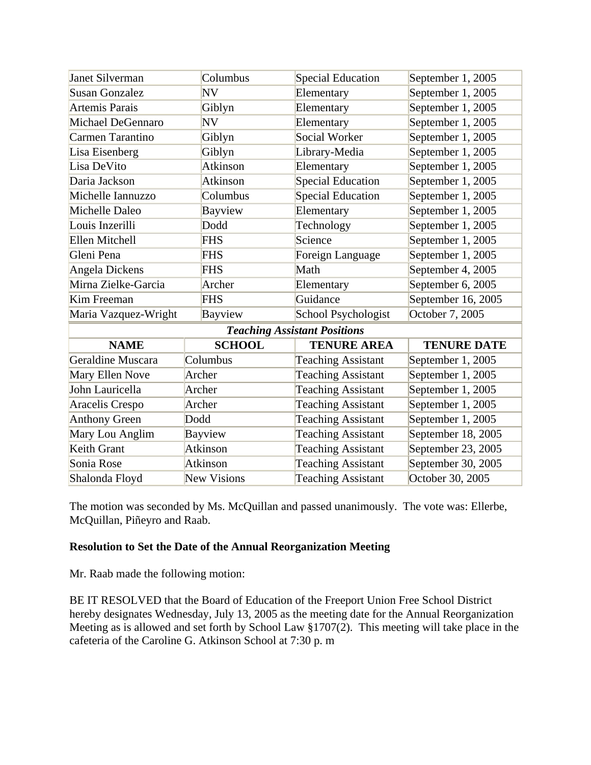| | | | |
|---|---|---|---|
| Janet Silverman | Columbus | Special Education | September 1, 2005 |
| Susan Gonzalez | NV | Elementary | September 1, 2005 |
| Artemis Parais | Giblyn | Elementary | September 1, 2005 |
| Michael DeGennaro | NV | Elementary | September 1, 2005 |
| Carmen Tarantino | Giblyn | Social Worker | September 1, 2005 |
| Lisa Eisenberg | Giblyn | Library-Media | September 1, 2005 |
| Lisa DeVito | Atkinson | Elementary | September 1, 2005 |
| Daria Jackson | Atkinson | Special Education | September 1, 2005 |
| Michelle Iannuzzo | Columbus | Special Education | September 1, 2005 |
| Michelle Daleo | Bayview | Elementary | September 1, 2005 |
| Louis Inzerilli | Dodd | Technology | September 1, 2005 |
| Ellen Mitchell | FHS | Science | September 1, 2005 |
| Gleni Pena | FHS | Foreign Language | September 1, 2005 |
| Angela Dickens | FHS | Math | September 4, 2005 |
| Mirna Zielke-Garcia | Archer | Elementary | September 6, 2005 |
| Kim Freeman | FHS | Guidance | September 16, 2005 |
| Maria Vazquez-Wright | Bayview | School Psychologist | October 7, 2005 |

***Teaching Assistant Positions***

| NAME | SCHOOL | TENURE AREA | TENURE DATE |
|---|---|---|---|
| Geraldine Muscara | Columbus | Teaching Assistant | September 1, 2005 |
| Mary Ellen Nove | Archer | Teaching Assistant | September 1, 2005 |
| John Lauricella | Archer | Teaching Assistant | September 1, 2005 |
| Aracelis Crespo | Archer | Teaching Assistant | September 1, 2005 |
| Anthony Green | Dodd | Teaching Assistant | September 1, 2005 |
| Mary Lou Anglim | Bayview | Teaching Assistant | September 18, 2005 |
| Keith Grant | Atkinson | Teaching Assistant | September 23, 2005 |
| Sonia Rose | Atkinson | Teaching Assistant | September 30, 2005 |
| Shalonda Floyd | New Visions | Teaching Assistant | October 30, 2005 |

The motion was seconded by Ms. McQuillan and passed unanimously. The vote was: Ellerbe, McQuillan, Piñeyro and Raab.

**Resolution to Set the Date of the Annual Reorganization Meeting**

Mr. Raab made the following motion:

BE IT RESOLVED that the Board of Education of the Freeport Union Free School District hereby designates Wednesday, July 13, 2005 as the meeting date for the Annual Reorganization Meeting as is allowed and set forth by School Law §1707(2). This meeting will take place in the cafeteria of the Caroline G. Atkinson School at 7:30 p. m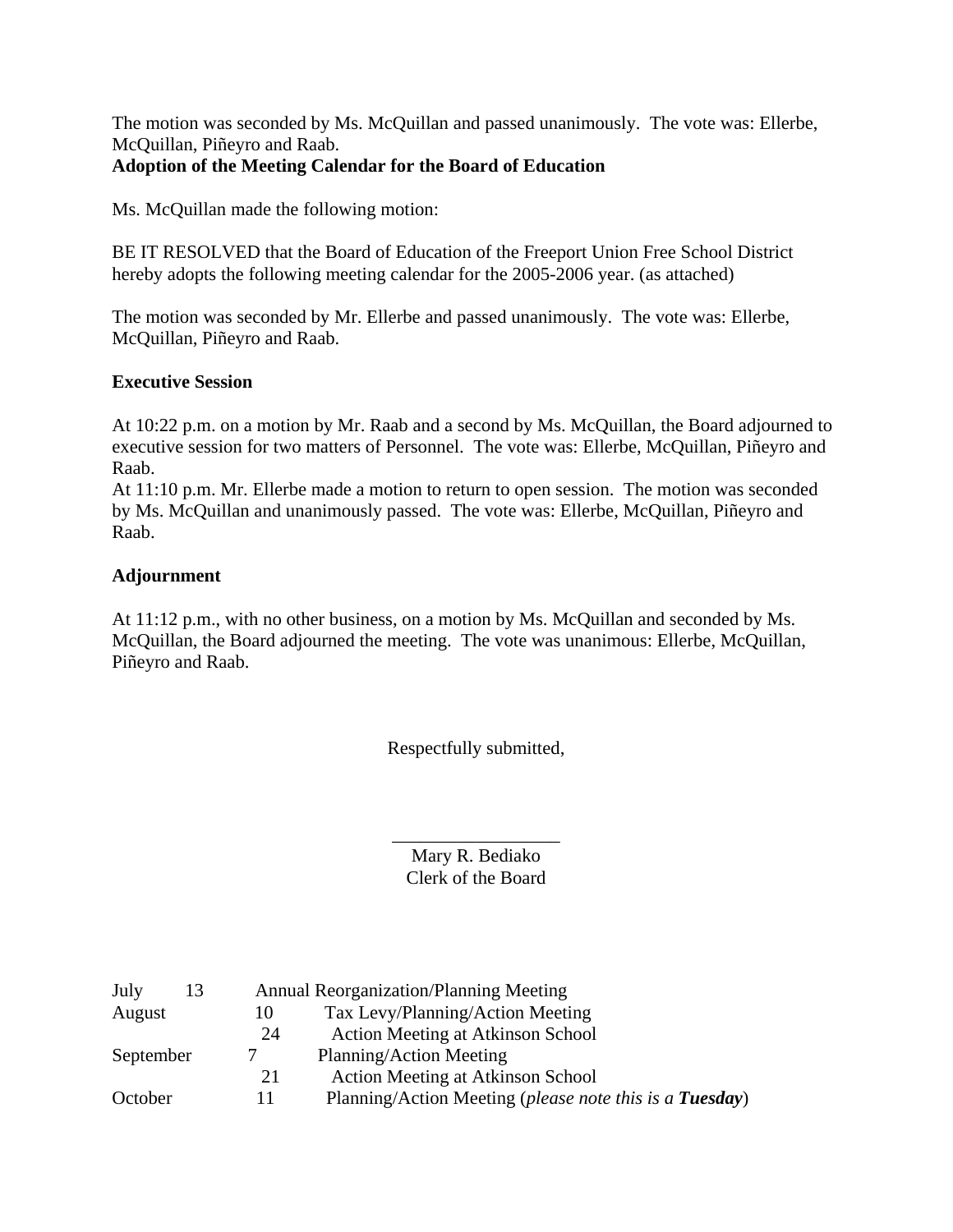The motion was seconded by Ms. McQuillan and passed unanimously. The vote was: Ellerbe, McQuillan, Piñeyro and Raab.

**Adoption of the Meeting Calendar for the Board of Education**

Ms. McQuillan made the following motion:

BE IT RESOLVED that the Board of Education of the Freeport Union Free School District hereby adopts the following meeting calendar for the 2005-2006 year. (as attached)

The motion was seconded by Mr. Ellerbe and passed unanimously. The vote was: Ellerbe, McQuillan, Piñeyro and Raab.

**Executive Session**

At 10:22 p.m. on a motion by Mr. Raab and a second by Ms. McQuillan, the Board adjourned to executive session for two matters of Personnel. The vote was: Ellerbe, McQuillan, Piñeyro and Raab.

At 11:10 p.m. Mr. Ellerbe made a motion to return to open session. The motion was seconded by Ms. McQuillan and unanimously passed. The vote was: Ellerbe, McQuillan, Piñeyro and Raab.

**Adjournment**

At 11:12 p.m., with no other business, on a motion by Ms. McQuillan and seconded by Ms. McQuillan, the Board adjourned the meeting. The vote was unanimous: Ellerbe, McQuillan, Piñeyro and Raab.

Respectfully submitted,

\_\_\_\_\_\_\_\_\_\_\_\_\_\_\_\_\_\_
Mary R. Bediako
Clerk of the Board

| | | |
|---|---|---|
| July | 13 | Annual Reorganization/Planning Meeting |
| August | 10 | Tax Levy/Planning/Action Meeting |
| | 24 | Action Meeting at Atkinson School |
| September | 7 | Planning/Action Meeting |
| | 21 | Action Meeting at Atkinson School |
| October | 11 | Planning/Action Meeting (*please note this is a **Tuesday***) |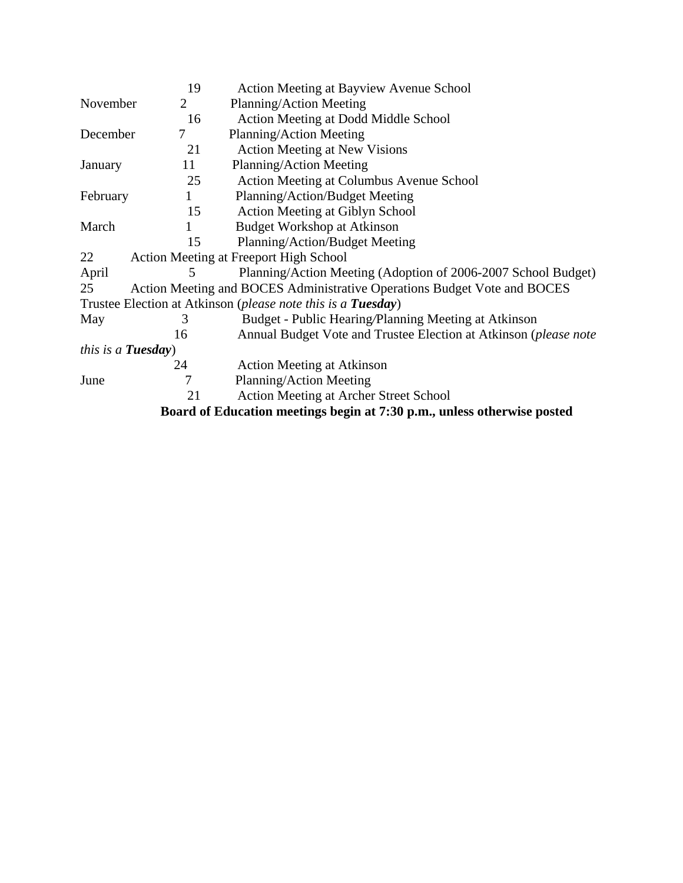| | | |
|---|---|---|
| | 19 | Action Meeting at Bayview Avenue School |
| November | 2 | Planning/Action Meeting |
| | 16 | Action Meeting at Dodd Middle School |
| December | 7 | Planning/Action Meeting |
| | 21 | Action Meeting at New Visions |
| January | 11 | Planning/Action Meeting |
| | 25 | Action Meeting at Columbus Avenue School |
| February | 1 | Planning/Action/Budget Meeting |
| | 15 | Action Meeting at Giblyn School |
| March | 1 | Budget Workshop at Atkinson |
| | 15 | Planning/Action/Budget Meeting |
| | 22 | Action Meeting at Freeport High School |
| April | 5 | Planning/Action Meeting (Adoption of 2006-2007 School Budget) |
| | 25 | Action Meeting and BOCES Administrative Operations Budget Vote and BOCES Trustee Election at Atkinson (*please note this is a **Tuesday***) |
| May | 3 | Budget - Public Hearing/Planning Meeting at Atkinson |
| | 16 | Annual Budget Vote and Trustee Election at Atkinson (*please note this is a **Tuesday***) |
| | 24 | Action Meeting at Atkinson |
| June | 7 | Planning/Action Meeting |
| | 21 | Action Meeting at Archer Street School |

**Board of Education meetings begin at 7:30 p.m., unless otherwise posted**